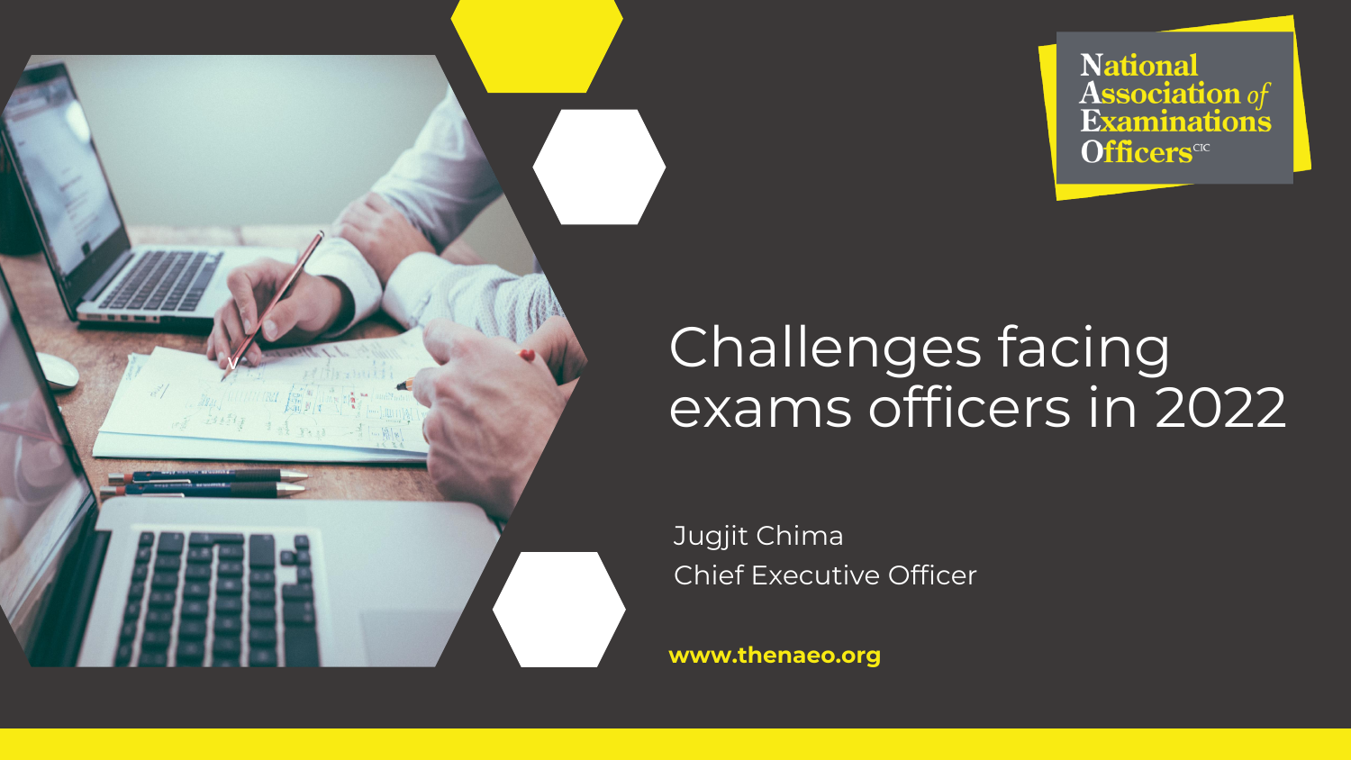National Association of Examinations Officers CIC

# Challenges facing exams officers in 2022

Jugjit Chima
Chief Executive Officer

**www.thenaeo.org**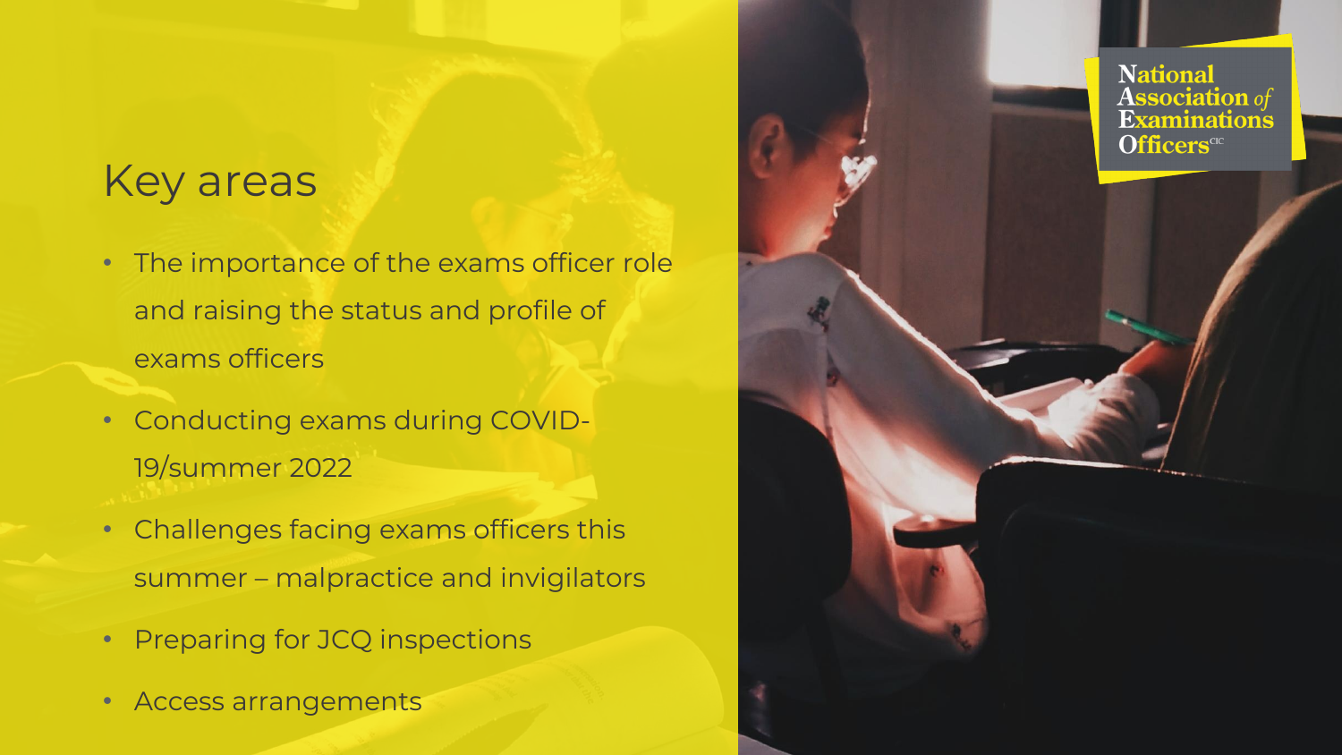# Key areas

- The importance of the exams officer role and raising the status and profile of exams officers
- Conducting exams during COVID-19/summer 2022
- Challenges facing exams officers this summer – malpractice and invigilators
- Preparing for JCQ inspections
- Access arrangements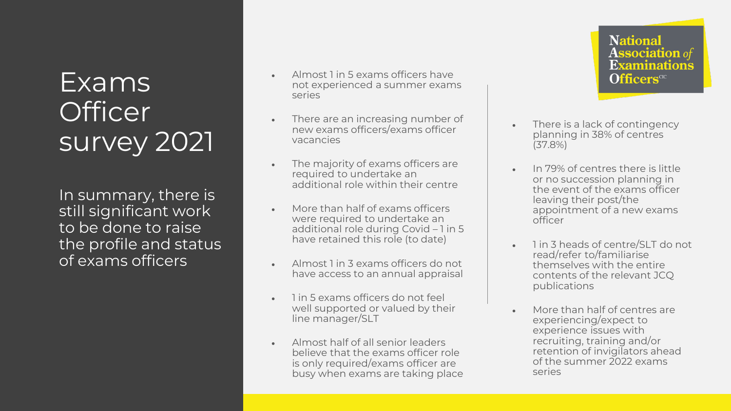# Exams Officer survey 2021

In summary, there is still significant work to be done to raise the profile and status of exams officers

National Association of Examinations Officers CIC

- Almost 1 in 5 exams officers have not experienced a summer exams series
- There are an increasing number of new exams officers/exams officer vacancies
- The majority of exams officers are required to undertake an additional role within their centre
- More than half of exams officers were required to undertake an additional role during Covid – 1 in 5 have retained this role (to date)
- Almost 1 in 3 exams officers do not have access to an annual appraisal
- 1 in 5 exams officers do not feel well supported or valued by their line manager/SLT
- Almost half of all senior leaders believe that the exams officer role is only required/exams officer are busy when exams are taking place
- There is a lack of contingency planning in 38% of centres (37.8%)
- In 79% of centres there is little or no succession planning in the event of the exams officer leaving their post/the appointment of a new exams officer
- 1 in 3 heads of centre/SLT do not read/refer to/familiarise themselves with the entire contents of the relevant JCQ publications
- More than half of centres are experiencing/expect to experience issues with recruiting, training and/or retention of invigilators ahead of the summer 2022 exams series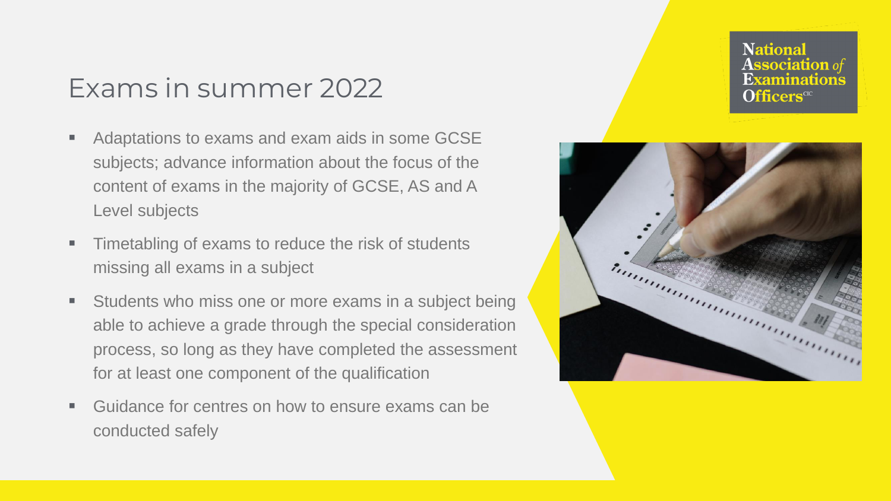# Exams in summer 2022

- Adaptations to exams and exam aids in some GCSE subjects; advance information about the focus of the content of exams in the majority of GCSE, AS and A Level subjects
- Timetabling of exams to reduce the risk of students missing all exams in a subject
- Students who miss one or more exams in a subject being able to achieve a grade through the special consideration process, so long as they have completed the assessment for at least one component of the qualification
- Guidance for centres on how to ensure exams can be conducted safely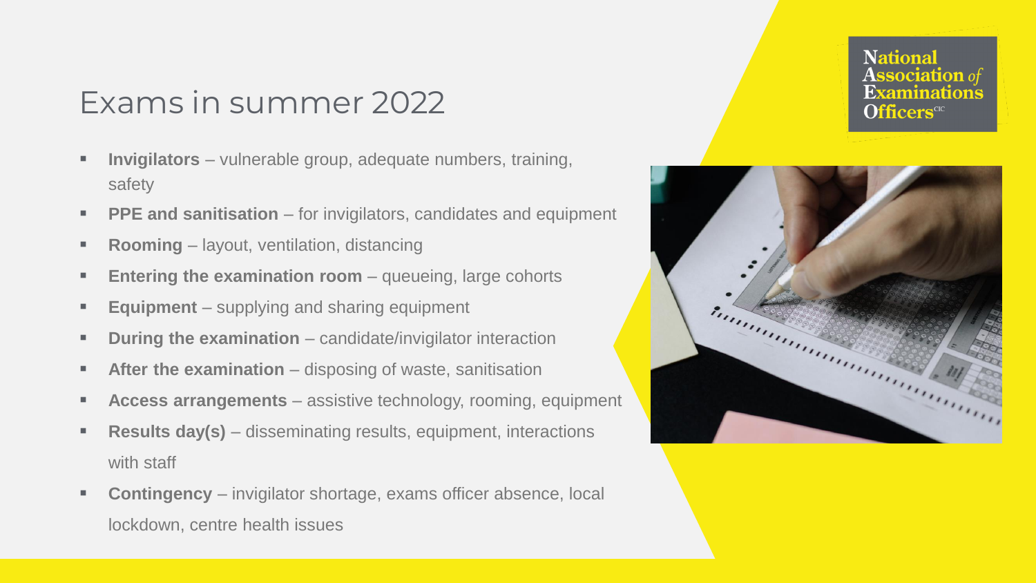# Exams in summer 2022

- **Invigilators** – vulnerable group, adequate numbers, training, safety
- **PPE and sanitisation** – for invigilators, candidates and equipment
- **Rooming** – layout, ventilation, distancing
- **Entering the examination room** – queueing, large cohorts
- **Equipment** – supplying and sharing equipment
- **During the examination** – candidate/invigilator interaction
- **After the examination** – disposing of waste, sanitisation
- **Access arrangements** – assistive technology, rooming, equipment
- **Results day(s)** – disseminating results, equipment, interactions with staff
- **Contingency** – invigilator shortage, exams officer absence, local lockdown, centre health issues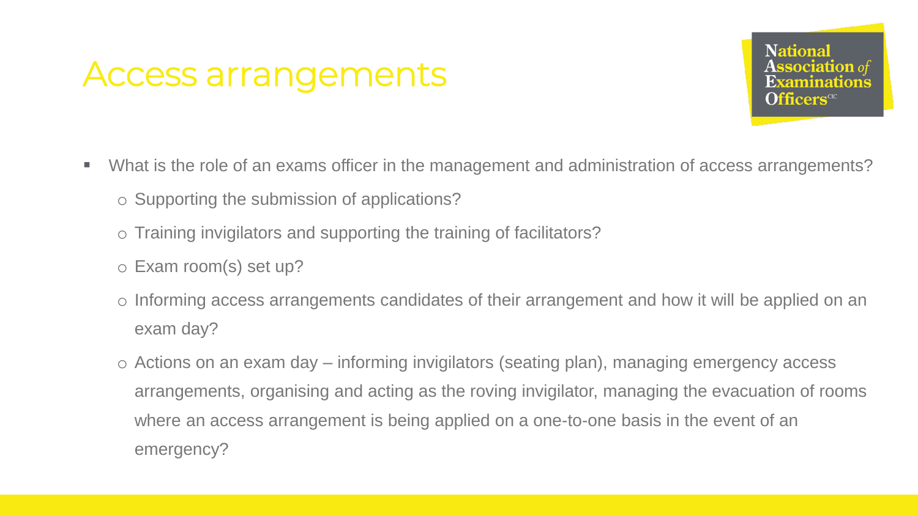# Access arrangements

- What is the role of an exams officer in the management and administration of access arrangements?
  - Supporting the submission of applications?
  - Training invigilators and supporting the training of facilitators?
  - Exam room(s) set up?
  - Informing access arrangements candidates of their arrangement and how it will be applied on an exam day?
  - Actions on an exam day – informing invigilators (seating plan), managing emergency access arrangements, organising and acting as the roving invigilator, managing the evacuation of rooms where an access arrangement is being applied on a one-to-one basis in the event of an emergency?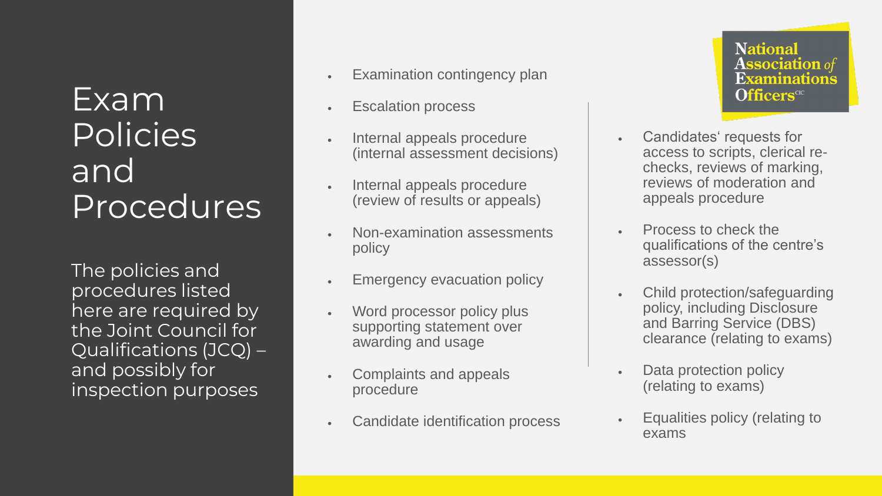# Exam Policies and Procedures

The policies and procedures listed here are required by the Joint Council for Qualifications (JCQ) – and possibly for inspection purposes

- Examination contingency plan
- Escalation process
- Internal appeals procedure (internal assessment decisions)
- Internal appeals procedure (review of results or appeals)
- Non-examination assessments policy
- Emergency evacuation policy
- Word processor policy plus supporting statement over awarding and usage
- Complaints and appeals procedure
- Candidate identification process

National Association of Examinations Officers CIC

- Candidates' requests for access to scripts, clerical re-checks, reviews of marking, reviews of moderation and appeals procedure
- Process to check the qualifications of the centre's assessor(s)
- Child protection/safeguarding policy, including Disclosure and Barring Service (DBS) clearance (relating to exams)
- Data protection policy (relating to exams)
- Equalities policy (relating to exams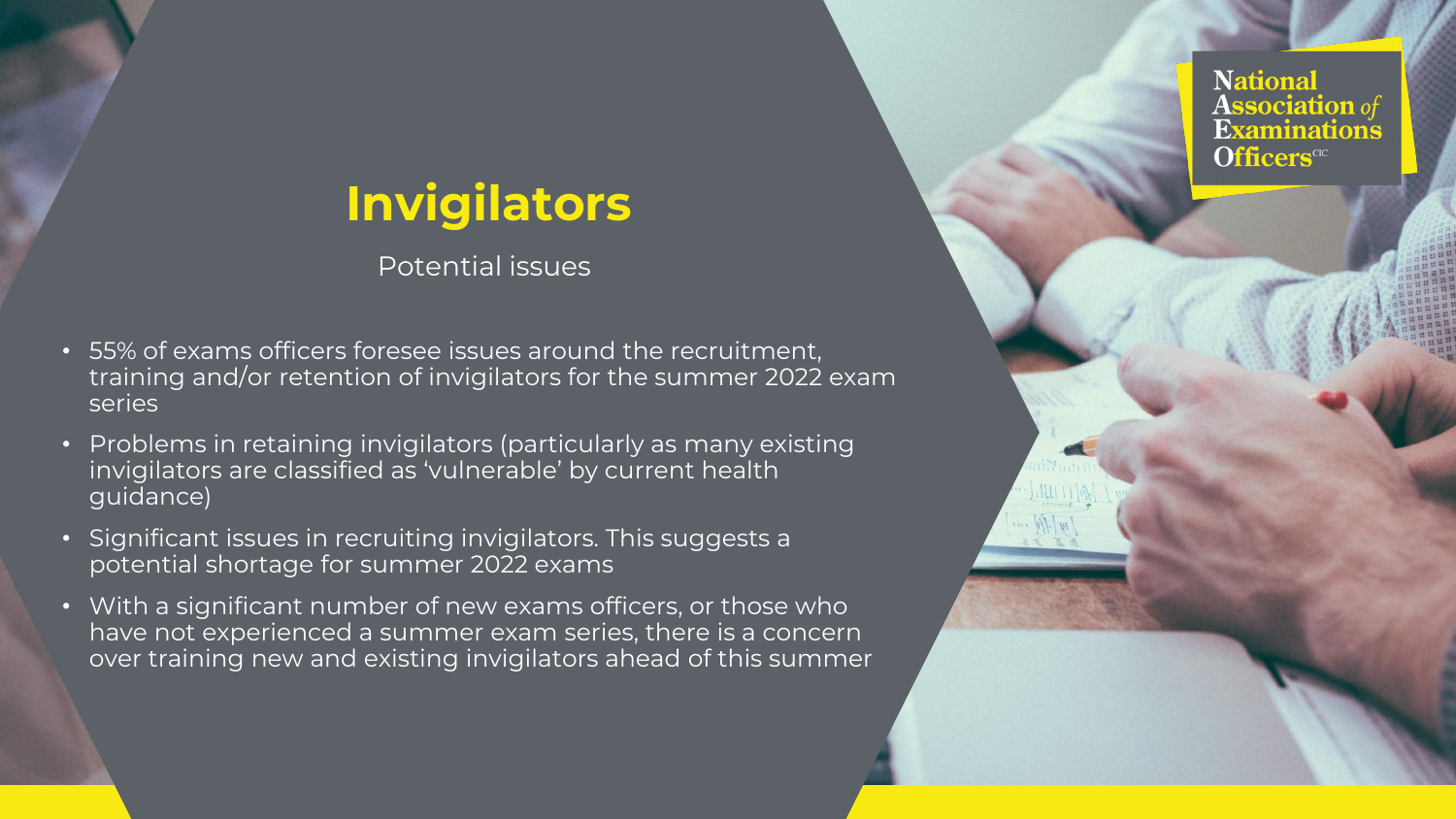# Invigilators

Potential issues

- 55% of exams officers foresee issues around the recruitment, training and/or retention of invigilators for the summer 2022 exam series
- Problems in retaining invigilators (particularly as many existing invigilators are classified as 'vulnerable' by current health guidance)
- Significant issues in recruiting invigilators. This suggests a potential shortage for summer 2022 exams
- With a significant number of new exams officers, or those who have not experienced a summer exam series, there is a concern over training new and existing invigilators ahead of this summer

National Association of Examinations Officers CIC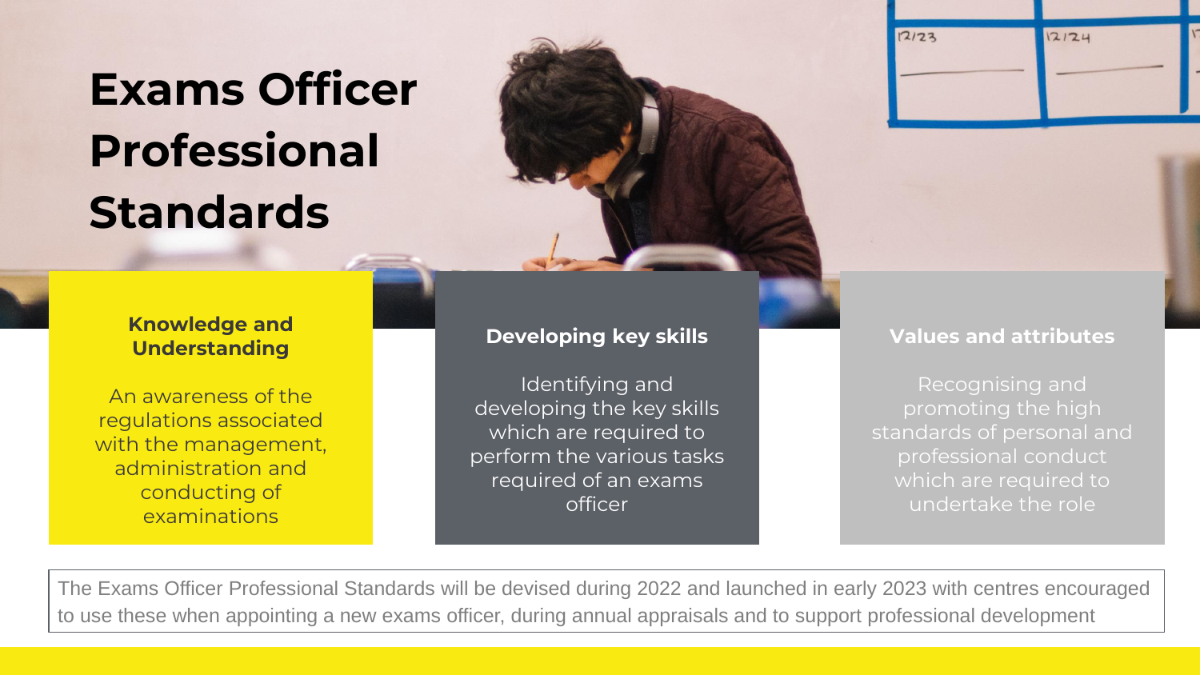# Exams Officer Professional Standards

### Knowledge and Understanding

An awareness of the regulations associated with the management, administration and conducting of examinations

### Developing key skills

Identifying and developing the key skills which are required to perform the various tasks required of an exams officer

### Values and attributes

Recognising and promoting the high standards of personal and professional conduct which are required to undertake the role

The Exams Officer Professional Standards will be devised during 2022 and launched in early 2023 with centres encouraged to use these when appointing a new exams officer, during annual appraisals and to support professional development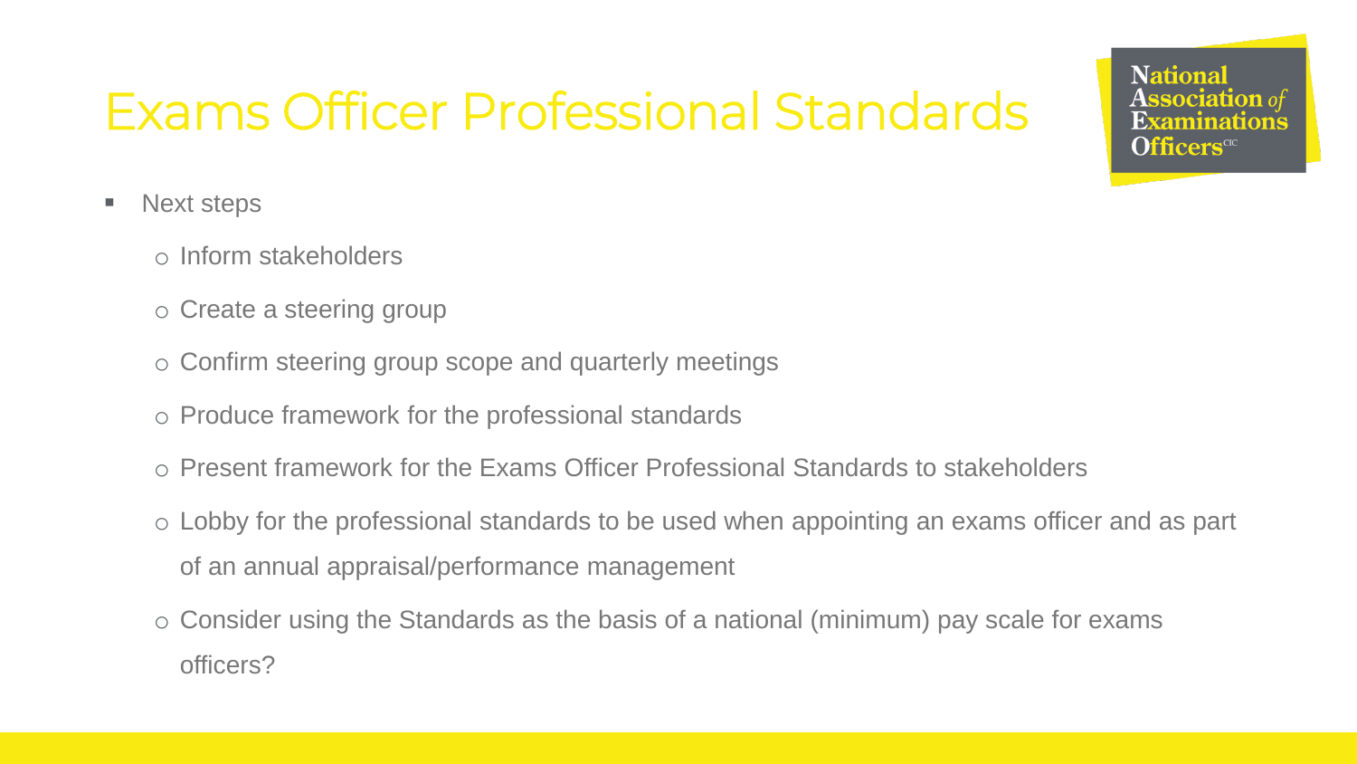# Exams Officer Professional Standards

National Association of Examinations Officers CIC

- Next steps
  - Inform stakeholders
  - Create a steering group
  - Confirm steering group scope and quarterly meetings
  - Produce framework for the professional standards
  - Present framework for the Exams Officer Professional Standards to stakeholders
  - Lobby for the professional standards to be used when appointing an exams officer and as part of an annual appraisal/performance management
  - Consider using the Standards as the basis of a national (minimum) pay scale for exams officers?